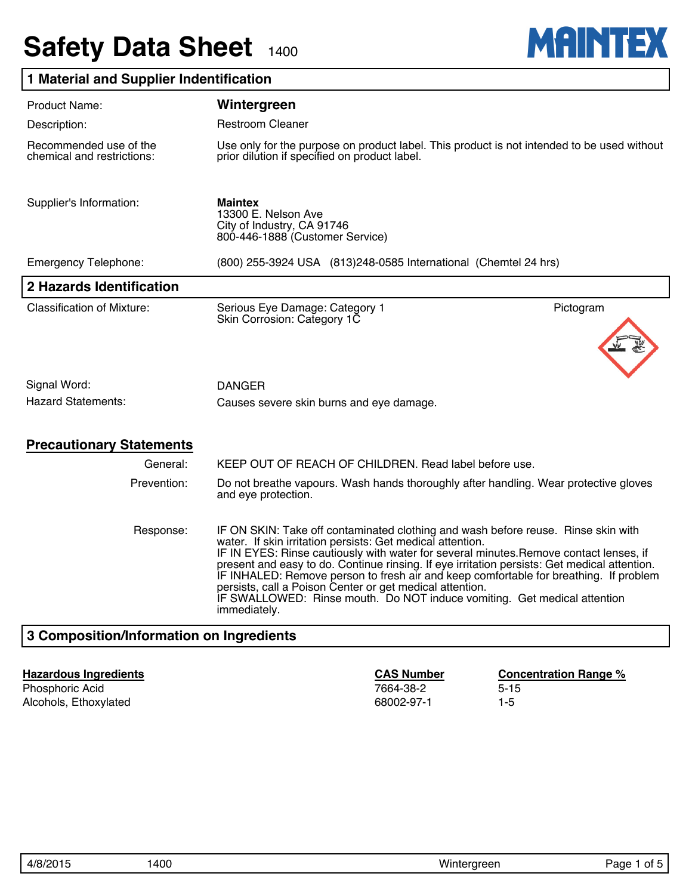# Safety Data Sheet 1400

MAINTEX

## 1 Material and Supplier Indentification

| | |
|---|---|
| Product Name: | **Wintergreen** |
| Description: | Restroom Cleaner |
| Recommended use of the chemical and restrictions: | Use only for the purpose on product label. This product is not intended to be used without prior dilution if specified on product label. |
| Supplier's Information: | **Maintex**<br>13300 E. Nelson Ave<br>City of Industry, CA 91746<br>800-446-1888 (Customer Service) |
| Emergency Telephone: | (800) 255-3924 USA (813)248-0585 International (Chemtel 24 hrs) |

## 2 Hazards Identification

Classification of Mixture: Serious Eye Damage: Category 1
Skin Corrosion: Category 1C

Pictogram

Signal Word: DANGER

Hazard Statements: Causes severe skin burns and eye damage.

### Precautionary Statements

**General:** KEEP OUT OF REACH OF CHILDREN. Read label before use.

**Prevention:** Do not breathe vapours. Wash hands thoroughly after handling. Wear protective gloves and eye protection.

**Response:** IF ON SKIN: Take off contaminated clothing and wash before reuse. Rinse skin with water. If skin irritation persists: Get medical attention.
IF IN EYES: Rinse cautiously with water for several minutes.Remove contact lenses, if present and easy to do. Continue rinsing. If eye irritation persists: Get medical attention.
IF INHALED: Remove person to fresh air and keep comfortable for breathing. If problem persists, call a Poison Center or get medical attention.
IF SWALLOWED: Rinse mouth. Do NOT induce vomiting. Get medical attention immediately.

## 3 Composition/Information on Ingredients

| Hazardous Ingredients | CAS Number | Concentration Range % |
|---|---|---|
| Phosphoric Acid | 7664-38-2 | 5-15 |
| Alcohols, Ethoxylated | 68002-97-1 | 1-5 |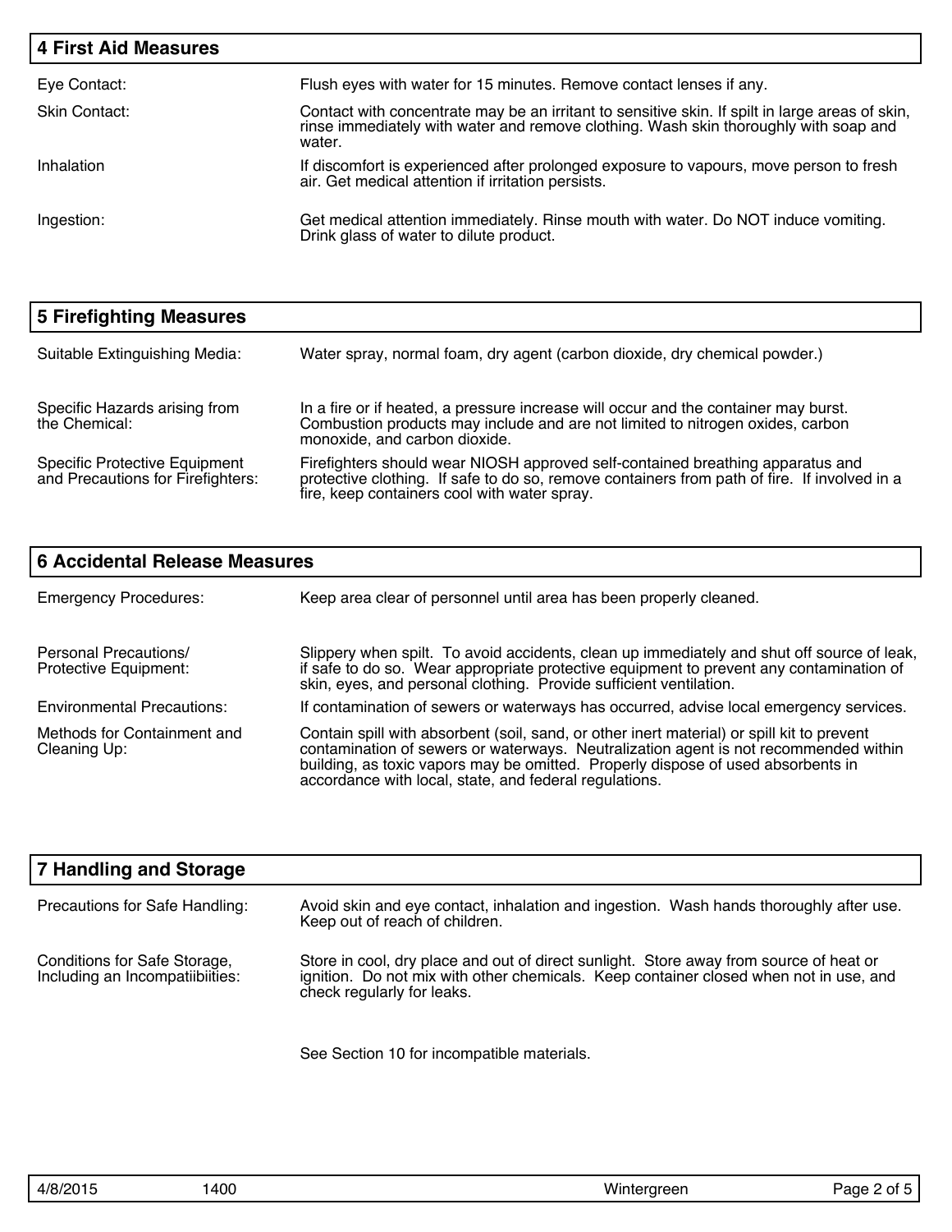## 4 First Aid Measures

| | |
|---|---|
| Eye Contact: | Flush eyes with water for 15 minutes. Remove contact lenses if any. |
| Skin Contact: | Contact with concentrate may be an irritant to sensitive skin. If spilt in large areas of skin, rinse immediately with water and remove clothing. Wash skin thoroughly with soap and water. |
| Inhalation | If discomfort is experienced after prolonged exposure to vapours, move person to fresh air. Get medical attention if irritation persists. |
| Ingestion: | Get medical attention immediately. Rinse mouth with water. Do NOT induce vomiting. Drink glass of water to dilute product. |

## 5 Firefighting Measures

| | |
|---|---|
| Suitable Extinguishing Media: | Water spray, normal foam, dry agent (carbon dioxide, dry chemical powder.) |
| Specific Hazards arising from the Chemical: | In a fire or if heated, a pressure increase will occur and the container may burst. Combustion products may include and are not limited to nitrogen oxides, carbon monoxide, and carbon dioxide. |
| Specific Protective Equipment and Precautions for Firefighters: | Firefighters should wear NIOSH approved self-contained breathing apparatus and protective clothing. If safe to do so, remove containers from path of fire. If involved in a fire, keep containers cool with water spray. |

## 6 Accidental Release Measures

| | |
|---|---|
| Emergency Procedures: | Keep area clear of personnel until area has been properly cleaned. |
| Personal Precautions/ Protective Equipment: | Slippery when spilt. To avoid accidents, clean up immediately and shut off source of leak, if safe to do so. Wear appropriate protective equipment to prevent any contamination of skin, eyes, and personal clothing. Provide sufficient ventilation. |
| Environmental Precautions: | If contamination of sewers or waterways has occurred, advise local emergency services. |
| Methods for Containment and Cleaning Up: | Contain spill with absorbent (soil, sand, or other inert material) or spill kit to prevent contamination of sewers or waterways. Neutralization agent is not recommended within building, as toxic vapors may be omitted. Properly dispose of used absorbents in accordance with local, state, and federal regulations. |

## 7 Handling and Storage

| | |
|---|---|
| Precautions for Safe Handling: | Avoid skin and eye contact, inhalation and ingestion. Wash hands thoroughly after use. Keep out of reach of children. |
| Conditions for Safe Storage, Including an Incompatiibiities: | Store in cool, dry place and out of direct sunlight. Store away from source of heat or ignition. Do not mix with other chemicals. Keep container closed when not in use, and check regularly for leaks.<br><br>See Section 10 for incompatible materials. |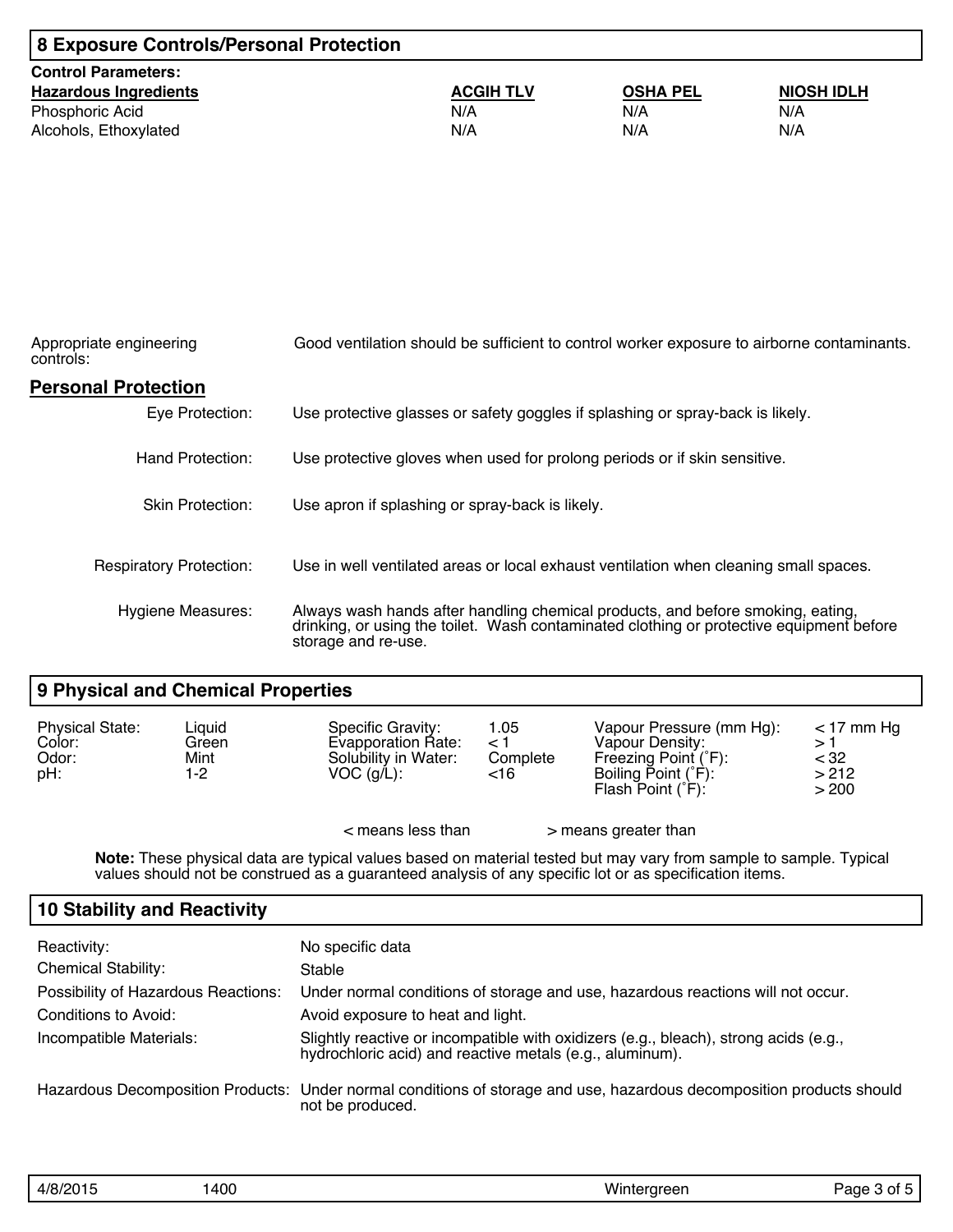## 8 Exposure Controls/Personal Protection

**Control Parameters:**

| Hazardous Ingredients | ACGIH TLV | OSHA PEL | NIOSH IDLH |
|---|---|---|---|
| Phosphoric Acid | N/A | N/A | N/A |
| Alcohols, Ethoxylated | N/A | N/A | N/A |

Appropriate engineering controls: Good ventilation should be sufficient to control worker exposure to airborne contaminants.

### Personal Protection

Eye Protection: Use protective glasses or safety goggles if splashing or spray-back is likely.

Hand Protection: Use protective gloves when used for prolong periods or if skin sensitive.

Skin Protection: Use apron if splashing or spray-back is likely.

Respiratory Protection: Use in well ventilated areas or local exhaust ventilation when cleaning small spaces.

Hygiene Measures: Always wash hands after handling chemical products, and before smoking, eating, drinking, or using the toilet. Wash contaminated clothing or protective equipment before storage and re-use.

## 9 Physical and Chemical Properties

| | | | | | |
|---|---|---|---|---|---|
| Physical State: | Liquid | Specific Gravity: | 1.05 | Vapour Pressure (mm Hg): | < 17 mm Hg |
| Color: | Green | Evapporation Rate: | < 1 | Vapour Density: | > 1 |
| Odor: | Mint | Solubility in Water: | Complete | Freezing Point (˚F): | < 32 |
| pH: | 1-2 | VOC (g/L): | <16 | Boiling Point (˚F): | > 212 |
| | | | | Flash Point (˚F): | > 200 |

< means less than > means greater than

**Note:** These physical data are typical values based on material tested but may vary from sample to sample. Typical values should not be construed as a guaranteed analysis of any specific lot or as specification items.

## 10 Stability and Reactivity

Reactivity: No specific data

Chemical Stability: Stable

Possibility of Hazardous Reactions: Under normal conditions of storage and use, hazardous reactions will not occur.

Conditions to Avoid: Avoid exposure to heat and light.

Incompatible Materials: Slightly reactive or incompatible with oxidizers (e.g., bleach), strong acids (e.g., hydrochloric acid) and reactive metals (e.g., aluminum).

Hazardous Decomposition Products: Under normal conditions of storage and use, hazardous decomposition products should not be produced.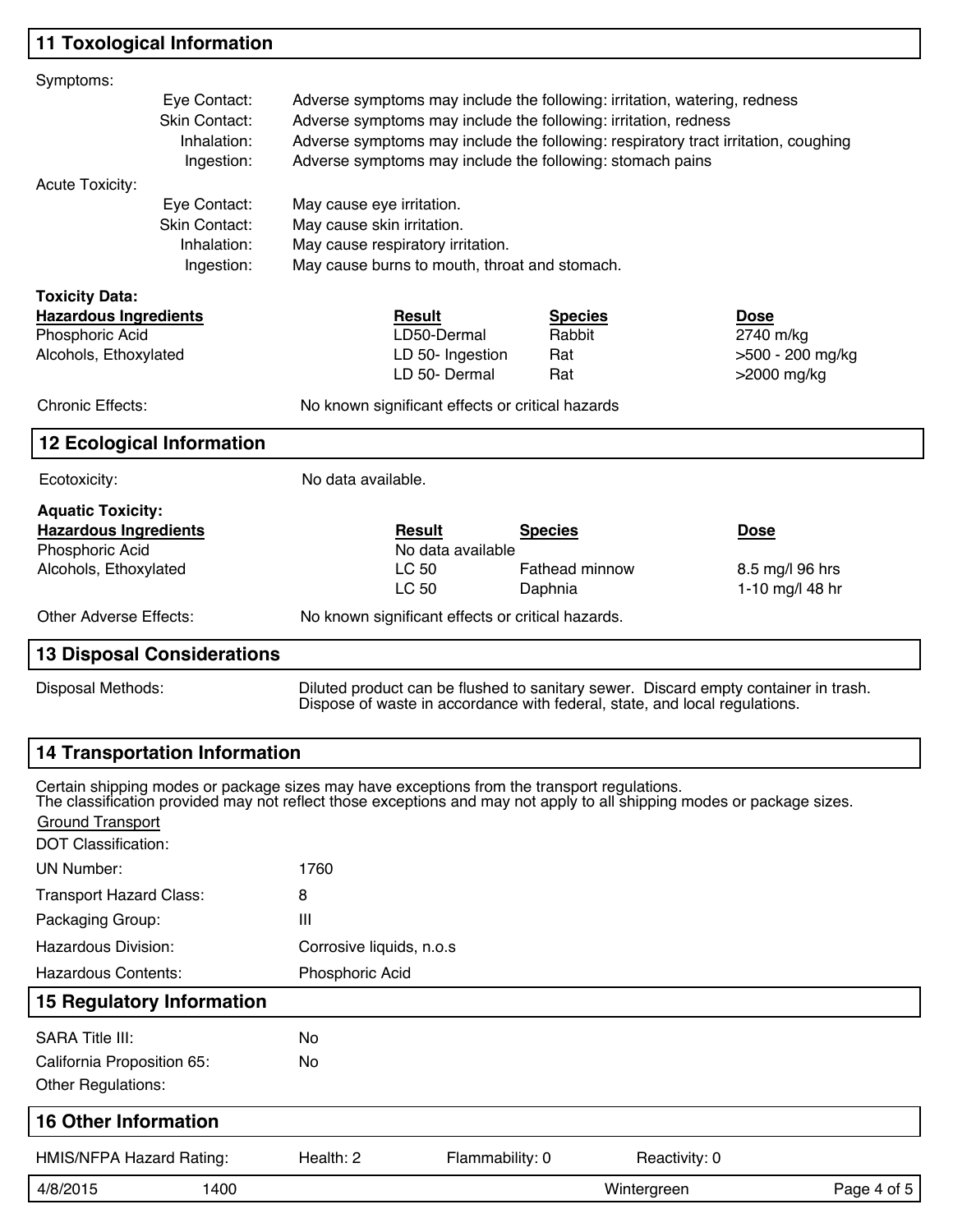## 11 Toxological Information

Symptoms:

| | |
|---|---|
| Eye Contact: | Adverse symptoms may include the following: irritation, watering, redness |
| Skin Contact: | Adverse symptoms may include the following: irritation, redness |
| Inhalation: | Adverse symptoms may include the following: respiratory tract irritation, coughing |
| Ingestion: | Adverse symptoms may include the following: stomach pains |

Acute Toxicity:

| | |
|---|---|
| Eye Contact: | May cause eye irritation. |
| Skin Contact: | May cause skin irritation. |
| Inhalation: | May cause respiratory irritation. |
| Ingestion: | May cause burns to mouth, throat and stomach. |

**Toxicity Data:**

| Hazardous Ingredients | Result | Species | Dose |
|---|---|---|---|
| Phosphoric Acid | LD50-Dermal | Rabbit | 2740 m/kg |
| Alcohols, Ethoxylated | LD 50- Ingestion | Rat | >500 - 200 mg/kg |
| | LD 50- Dermal | Rat | >2000 mg/kg |

Chronic Effects: No known significant effects or critical hazards

## 12 Ecological Information

Ecotoxicity: No data available.

**Aquatic Toxicity:**

| Hazardous Ingredients | Result | Species | Dose |
|---|---|---|---|
| Phosphoric Acid | No data available | | |
| Alcohols, Ethoxylated | LC 50 | Fathead minnow | 8.5 mg/l 96 hrs |
| | LC 50 | Daphnia | 1-10 mg/l 48 hr |

Other Adverse Effects: No known significant effects or critical hazards.

## 13 Disposal Considerations

Disposal Methods: Diluted product can be flushed to sanitary sewer. Discard empty container in trash. Dispose of waste in accordance with federal, state, and local regulations.

## 14 Transportation Information

Certain shipping modes or package sizes may have exceptions from the transport regulations.
The classification provided may not reflect those exceptions and may not apply to all shipping modes or package sizes.

Ground Transport

DOT Classification:

| | |
|---|---|
| UN Number: | 1760 |
| Transport Hazard Class: | 8 |
| Packaging Group: | III |
| Hazardous Division: | Corrosive liquids, n.o.s |
| Hazardous Contents: | Phosphoric Acid |

## 15 Regulatory Information

| | |
|---|---|
| SARA Title III: | No |
| California Proposition 65: | No |
| Other Regulations: | |

## 16 Other Information

| HMIS/NFPA Hazard Rating: | Health: 2 | Flammability: 0 | Reactivity: 0 |
|---|---|---|---|

4/8/2015 1400 Wintergreen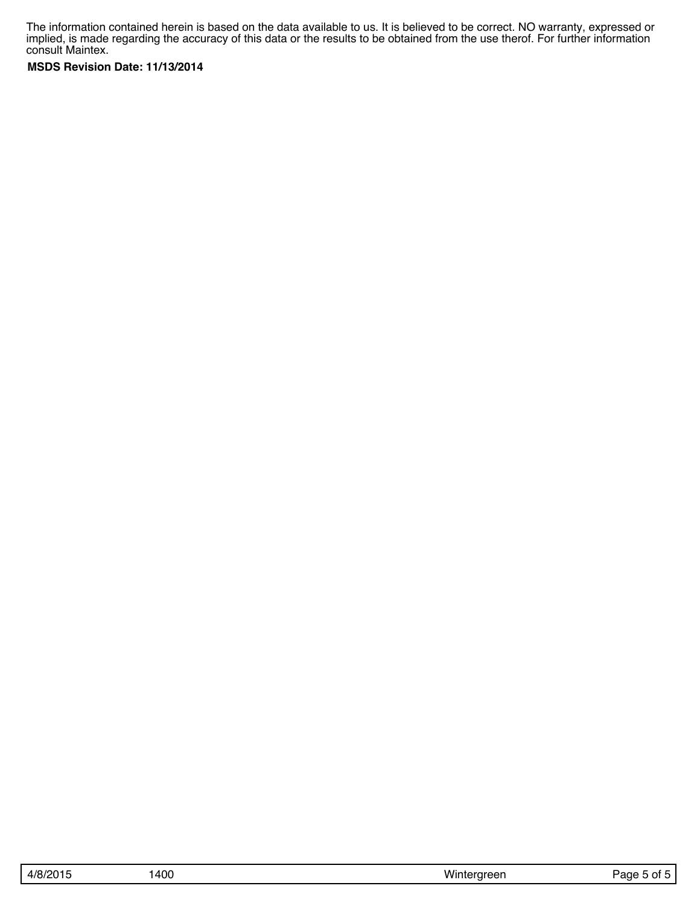The information contained herein is based on the data available to us. It is believed to be correct. NO warranty, expressed or implied, is made regarding the accuracy of this data or the results to be obtained from the use therof. For further information consult Maintex.

**MSDS Revision Date: 11/13/2014**